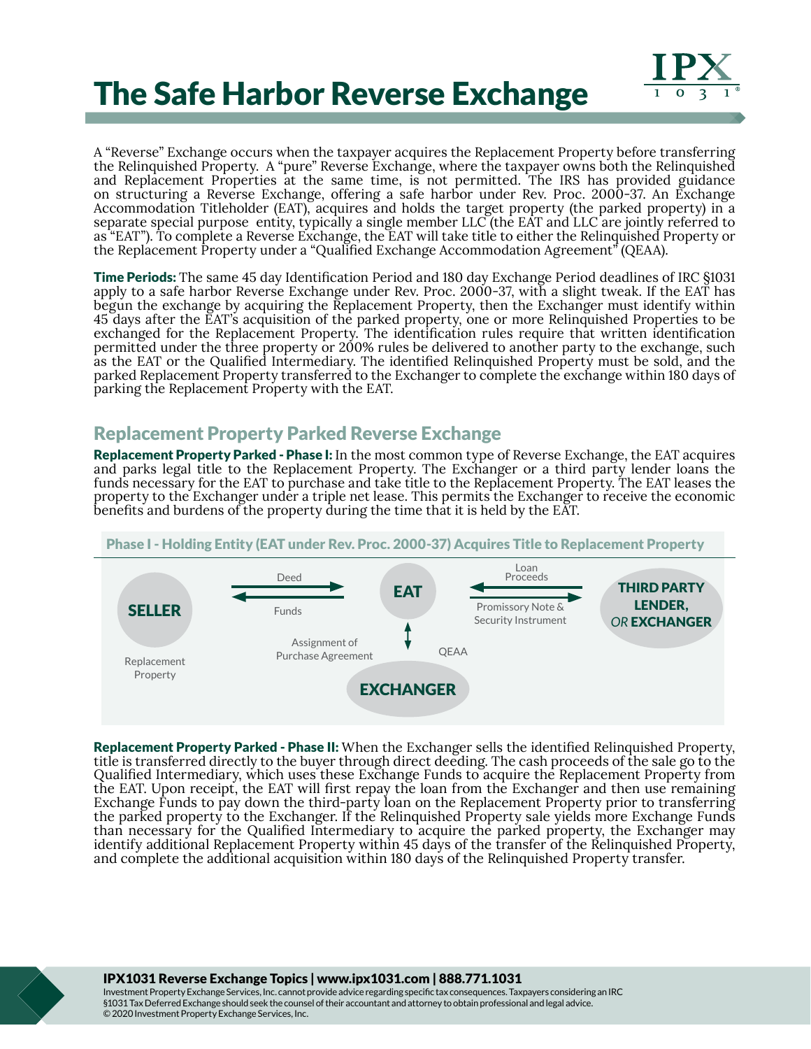# The Safe Harbor Reverse Exchange

A "Reverse" Exchange occurs when the taxpayer acquires the Replacement Property before transferring the Relinquished Property. A "pure" Reverse Exchange, where the taxpayer owns both the Relinquished and Replacement Properties at the same time, is not permitted. The IRS has provided guidance on structuring a Reverse Exchange, offering a safe harbor under Rev. Proc. 2000-37. An Exchange Accommodation Titleholder (EAT), acquires and holds the target property (the parked property) in a separate special purpose entity, typically a single member LLC (the EAT and LLC are jointly referred to as "EAT"). To complete a Reverse Exchange, the EAT will take title to either the Relinquished Property or the Replacement Property under a "Qualified Exchange Accommodation Agreement" (QEAA).

**Time Periods:** The same 45 day Identification Period and 180 day Exchange Period deadlines of IRC §1031 apply to a safe harbor Reverse Exchange under Rev. Proc. 2000-37, with a slight tweak. If the EAT has begun the exchange by acquiring the Replacement Property, then the Exchanger must identify within 45 days after the EAT's acquisition of the parked property, one or more Relinquished Properties to be exchanged for the Replacement Property. The identification rules require that written identification permitted under the three property or 200% rules be delivered to another party to the exchange, such as the EAT or the Qualified Intermediary. The identified Relinquished Property must be sold, and the parked Replacement Property transferred to the Exchanger to complete the exchange within 180 days of parking the Replacement Property with the EAT.

## Replacement Property Parked Reverse Exchange

**Replacement Property Parked - Phase I:** In the most common type of Reverse Exchange, the EAT acquires and parks legal title to the Replacement Property. The Exchanger or a third party lender loans the funds necessary for the EAT to purchase and take title to the Replacement Property. The EAT leases the property to the Exchanger under a triple net lease. This permits the Exchanger to receive the economic benefits and burdens of the property during the time that it is held by the EAT.

**Phase I - Holding Entity (EAT under Rev. Proc. 2000-37) Acquires Title to Replacement Property**

- SELLER (Replacement Property) → EAT: Deed
- EAT → SELLER: Funds
- THIRD PARTY LENDER, *OR* EXCHANGER → EAT: Loan Proceeds
- EAT → THIRD PARTY LENDER, *OR* EXCHANGER: Promissory Note & Security Instrument
- EXCHANGER ↔ EAT: Assignment of Purchase Agreement; QEAA

**Replacement Property Parked - Phase II:** When the Exchanger sells the identified Relinquished Property, title is transferred directly to the buyer through direct deeding. The cash proceeds of the sale go to the Qualified Intermediary, which uses these Exchange Funds to acquire the Replacement Property from the EAT. Upon receipt, the EAT will first repay the loan from the Exchanger and then use remaining Exchange Funds to pay down the third-party loan on the Replacement Property prior to transferring the parked property to the Exchanger. If the Relinquished Property sale yields more Exchange Funds than necessary for the Qualified Intermediary to acquire the parked property, the Exchanger may identify additional Replacement Property within 45 days of the transfer of the Relinquished Property, and complete the additional acquisition within 180 days of the Relinquished Property transfer.

**IPX1031 Reverse Exchange Topics | www.ipx1031.com | 888.771.1031**

Investment Property Exchange Services, Inc. cannot provide advice regarding specific tax consequences. Taxpayers considering an IRC §1031 Tax Deferred Exchange should seek the counsel of their accountant and attorney to obtain professional and legal advice.
© 2020 Investment Property Exchange Services, Inc.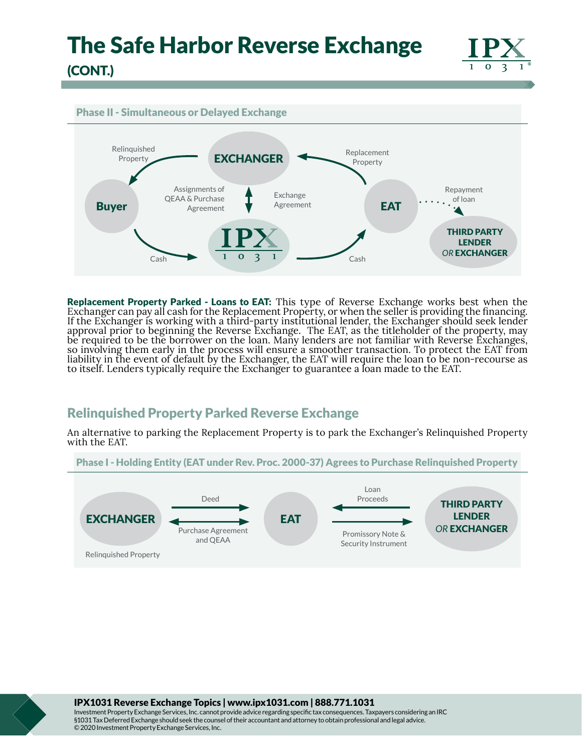# The Safe Harbor Reverse Exchange (CONT.)

### Phase II - Simultaneous or Delayed Exchange

Relinquished Property

EXCHANGER

Replacement Property

Buyer

Assignments of QEAA & Purchase Agreement

Exchange Agreement

EAT

Repayment of loan

THIRD PARTY LENDER *OR* EXCHANGER

Cash

IPX 1031

Cash

**Replacement Property Parked - Loans to EAT:** This type of Reverse Exchange works best when the Exchanger can pay all cash for the Replacement Property, or when the seller is providing the financing. If the Exchanger is working with a third-party institutional lender, the Exchanger should seek lender approval prior to beginning the Reverse Exchange. The EAT, as the titleholder of the property, may be required to be the borrower on the loan. Many lenders are not familiar with Reverse Exchanges, so involving them early in the process will ensure a smoother transaction. To protect the EAT from liability in the event of default by the Exchanger, the EAT will require the loan to be non-recourse as to itself. Lenders typically require the Exchanger to guarantee a loan made to the EAT.

## Relinquished Property Parked Reverse Exchange

An alternative to parking the Replacement Property is to park the Exchanger's Relinquished Property with the EAT.

### Phase I - Holding Entity (EAT under Rev. Proc. 2000-37) Agrees to Purchase Relinquished Property

EXCHANGER

Relinquished Property

Deed

Purchase Agreement and QEAA

EAT

Loan Proceeds

Promissory Note & Security Instrument

THIRD PARTY LENDER *OR* EXCHANGER

**IPX1031 Reverse Exchange Topics | www.ipx1031.com | 888.771.1031**

Investment Property Exchange Services, Inc. cannot provide advice regarding specific tax consequences. Taxpayers considering an IRC §1031 Tax Deferred Exchange should seek the counsel of their accountant and attorney to obtain professional and legal advice.
© 2020 Investment Property Exchange Services, Inc.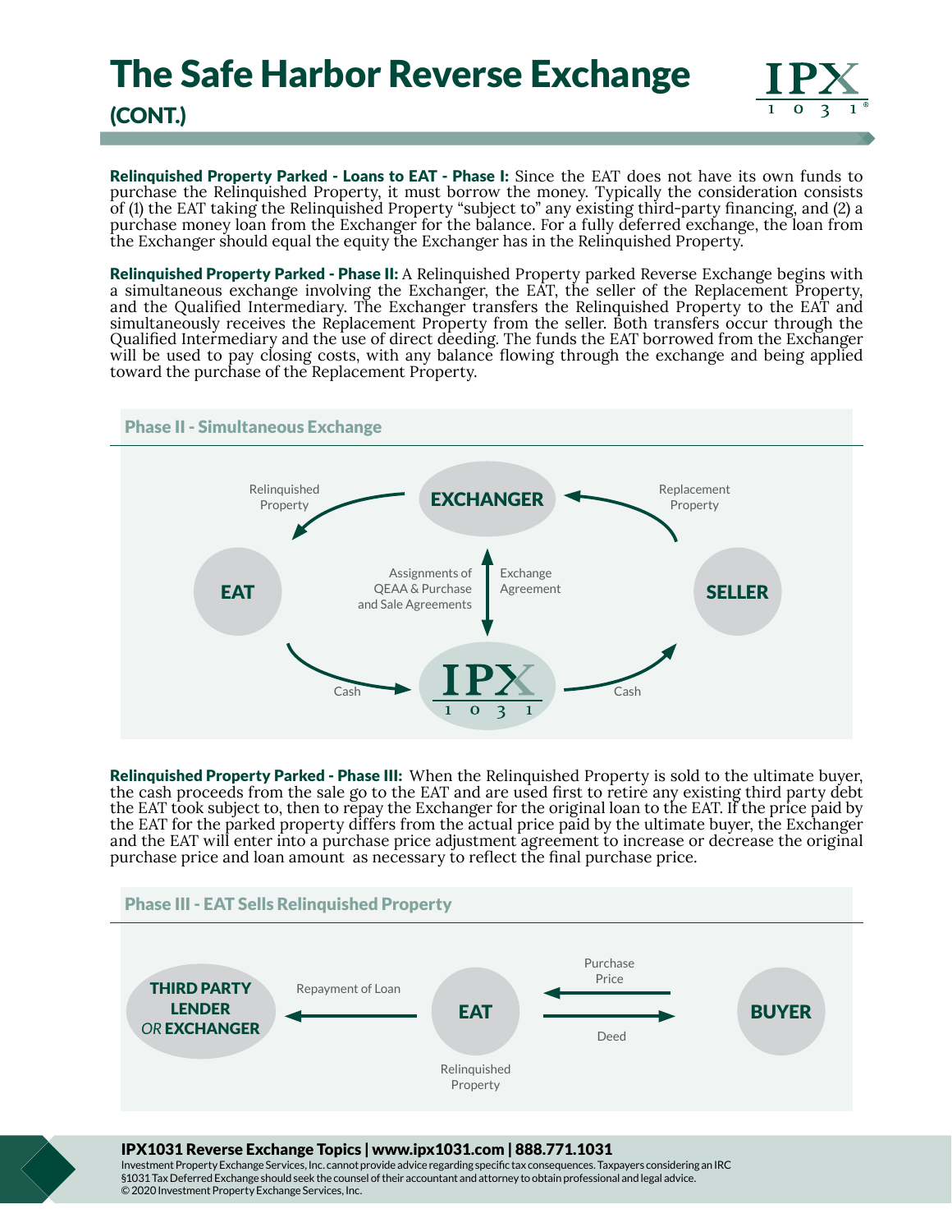# The Safe Harbor Reverse Exchange

## (CONT.)

**Relinquished Property Parked - Loans to EAT - Phase I:** Since the EAT does not have its own funds to purchase the Relinquished Property, it must borrow the money. Typically the consideration consists of (1) the EAT taking the Relinquished Property "subject to" any existing third-party financing, and (2) a purchase money loan from the Exchanger for the balance. For a fully deferred exchange, the loan from the Exchanger should equal the equity the Exchanger has in the Relinquished Property.

**Relinquished Property Parked - Phase II:** A Relinquished Property parked Reverse Exchange begins with a simultaneous exchange involving the Exchanger, the EAT, the seller of the Replacement Property, and the Qualified Intermediary. The Exchanger transfers the Relinquished Property to the EAT and simultaneously receives the Replacement Property from the seller. Both transfers occur through the Qualified Intermediary and the use of direct deeding. The funds the EAT borrowed from the Exchanger will be used to pay closing costs, with any balance flowing through the exchange and being applied toward the purchase of the Replacement Property.

### Phase II - Simultaneous Exchange

EXCHANGER

Relinquished Property

Replacement Property

EAT

SELLER

Assignments of QEAA & Purchase and Sale Agreements

Exchange Agreement

Cash

IPX 1031

Cash

**Relinquished Property Parked - Phase III:** When the Relinquished Property is sold to the ultimate buyer, the cash proceeds from the sale go to the EAT and are used first to retire any existing third party debt the EAT took subject to, then to repay the Exchanger for the original loan to the EAT. If the price paid by the EAT for the parked property differs from the actual price paid by the ultimate buyer, the Exchanger and the EAT will enter into a purchase price adjustment agreement to increase or decrease the original purchase price and loan amount as necessary to reflect the final purchase price.

### Phase III - EAT Sells Relinquished Property

THIRD PARTY LENDER *OR* EXCHANGER

Repayment of Loan

EAT

Relinquished Property

Purchase Price

Deed

BUYER

**IPX1031 Reverse Exchange Topics | www.ipx1031.com | 888.771.1031**

Investment Property Exchange Services, Inc. cannot provide advice regarding specific tax consequences. Taxpayers considering an IRC §1031 Tax Deferred Exchange should seek the counsel of their accountant and attorney to obtain professional and legal advice.
© 2020 Investment Property Exchange Services, Inc.